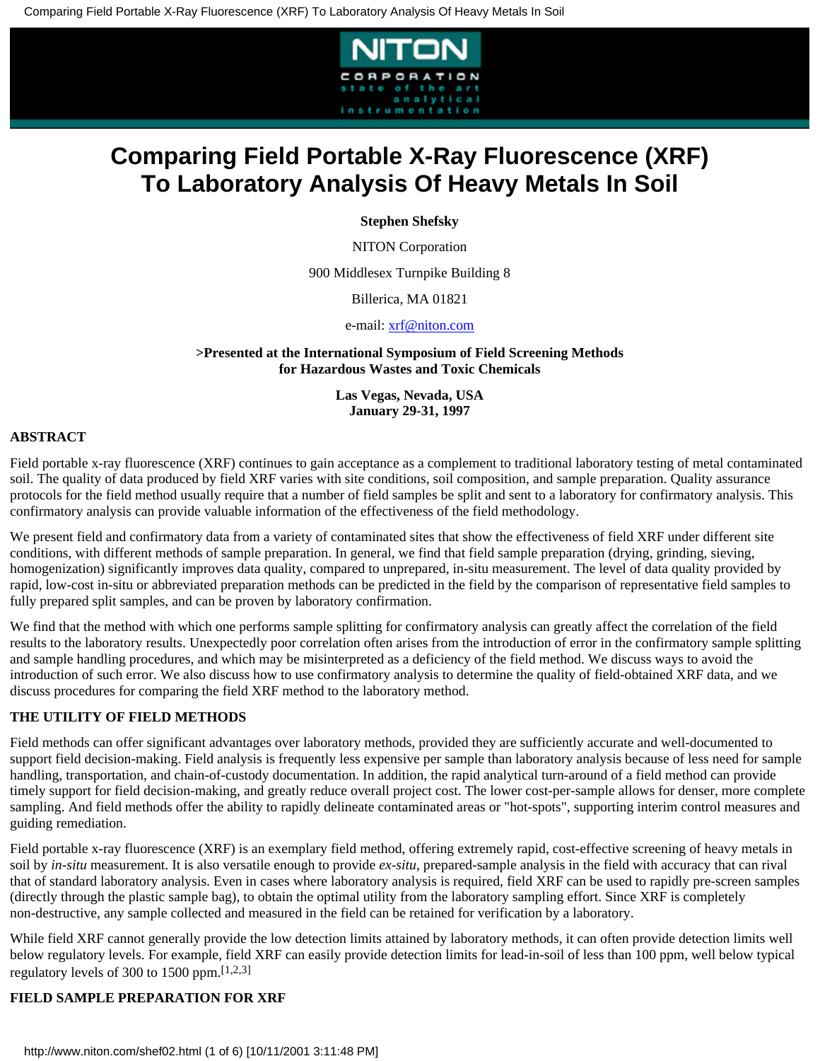# Comparing Field Portable X-Ray Fluorescence (XRF) To Laboratory Analysis Of Heavy Metals In Soil

**Stephen Shefsky**

NITON Corporation

900 Middlesex Turnpike Building 8

Billerica, MA 01821

e-mail: xrf@niton.com

**>Presented at the International Symposium of Field Screening Methods for Hazardous Wastes and Toxic Chemicals**

**Las Vegas, Nevada, USA**
**January 29-31, 1997**

## ABSTRACT

Field portable x-ray fluorescence (XRF) continues to gain acceptance as a complement to traditional laboratory testing of metal contaminated soil. The quality of data produced by field XRF varies with site conditions, soil composition, and sample preparation. Quality assurance protocols for the field method usually require that a number of field samples be split and sent to a laboratory for confirmatory analysis. This confirmatory analysis can provide valuable information of the effectiveness of the field methodology.

We present field and confirmatory data from a variety of contaminated sites that show the effectiveness of field XRF under different site conditions, with different methods of sample preparation. In general, we find that field sample preparation (drying, grinding, sieving, homogenization) significantly improves data quality, compared to unprepared, in-situ measurement. The level of data quality provided by rapid, low-cost in-situ or abbreviated preparation methods can be predicted in the field by the comparison of representative field samples to fully prepared split samples, and can be proven by laboratory confirmation.

We find that the method with which one performs sample splitting for confirmatory analysis can greatly affect the correlation of the field results to the laboratory results. Unexpectedly poor correlation often arises from the introduction of error in the confirmatory sample splitting and sample handling procedures, and which may be misinterpreted as a deficiency of the field method. We discuss ways to avoid the introduction of such error. We also discuss how to use confirmatory analysis to determine the quality of field-obtained XRF data, and we discuss procedures for comparing the field XRF method to the laboratory method.

## THE UTILITY OF FIELD METHODS

Field methods can offer significant advantages over laboratory methods, provided they are sufficiently accurate and well-documented to support field decision-making. Field analysis is frequently less expensive per sample than laboratory analysis because of less need for sample handling, transportation, and chain-of-custody documentation. In addition, the rapid analytical turn-around of a field method can provide timely support for field decision-making, and greatly reduce overall project cost. The lower cost-per-sample allows for denser, more complete sampling. And field methods offer the ability to rapidly delineate contaminated areas or "hot-spots", supporting interim control measures and guiding remediation.

Field portable x-ray fluorescence (XRF) is an exemplary field method, offering extremely rapid, cost-effective screening of heavy metals in soil by *in-situ* measurement. It is also versatile enough to provide *ex-situ*, prepared-sample analysis in the field with accuracy that can rival that of standard laboratory analysis. Even in cases where laboratory analysis is required, field XRF can be used to rapidly pre-screen samples (directly through the plastic sample bag), to obtain the optimal utility from the laboratory sampling effort. Since XRF is completely non-destructive, any sample collected and measured in the field can be retained for verification by a laboratory.

While field XRF cannot generally provide the low detection limits attained by laboratory methods, it can often provide detection limits well below regulatory levels. For example, field XRF can easily provide detection limits for lead-in-soil of less than 100 ppm, well below typical regulatory levels of 300 to 1500 ppm.[1,2,3]

## FIELD SAMPLE PREPARATION FOR XRF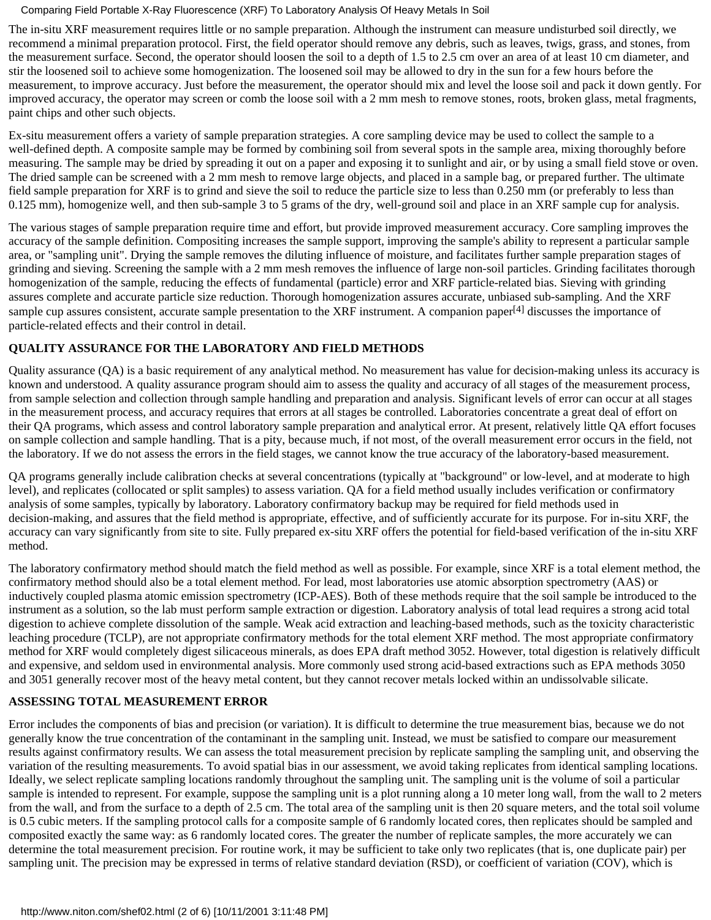The in-situ XRF measurement requires little or no sample preparation. Although the instrument can measure undisturbed soil directly, we recommend a minimal preparation protocol. First, the field operator should remove any debris, such as leaves, twigs, grass, and stones, from the measurement surface. Second, the operator should loosen the soil to a depth of 1.5 to 2.5 cm over an area of at least 10 cm diameter, and stir the loosened soil to achieve some homogenization. The loosened soil may be allowed to dry in the sun for a few hours before the measurement, to improve accuracy. Just before the measurement, the operator should mix and level the loose soil and pack it down gently. For improved accuracy, the operator may screen or comb the loose soil with a 2 mm mesh to remove stones, roots, broken glass, metal fragments, paint chips and other such objects.

Ex-situ measurement offers a variety of sample preparation strategies. A core sampling device may be used to collect the sample to a well-defined depth. A composite sample may be formed by combining soil from several spots in the sample area, mixing thoroughly before measuring. The sample may be dried by spreading it out on a paper and exposing it to sunlight and air, or by using a small field stove or oven. The dried sample can be screened with a 2 mm mesh to remove large objects, and placed in a sample bag, or prepared further. The ultimate field sample preparation for XRF is to grind and sieve the soil to reduce the particle size to less than 0.250 mm (or preferably to less than 0.125 mm), homogenize well, and then sub-sample 3 to 5 grams of the dry, well-ground soil and place in an XRF sample cup for analysis.

The various stages of sample preparation require time and effort, but provide improved measurement accuracy. Core sampling improves the accuracy of the sample definition. Compositing increases the sample support, improving the sample's ability to represent a particular sample area, or "sampling unit". Drying the sample removes the diluting influence of moisture, and facilitates further sample preparation stages of grinding and sieving. Screening the sample with a 2 mm mesh removes the influence of large non-soil particles. Grinding facilitates thorough homogenization of the sample, reducing the effects of fundamental (particle) error and XRF particle-related bias. Sieving with grinding assures complete and accurate particle size reduction. Thorough homogenization assures accurate, unbiased sub-sampling. And the XRF sample cup assures consistent, accurate sample presentation to the XRF instrument. A companion paper[4] discusses the importance of particle-related effects and their control in detail.

## QUALITY ASSURANCE FOR THE LABORATORY AND FIELD METHODS

Quality assurance (QA) is a basic requirement of any analytical method. No measurement has value for decision-making unless its accuracy is known and understood. A quality assurance program should aim to assess the quality and accuracy of all stages of the measurement process, from sample selection and collection through sample handling and preparation and analysis. Significant levels of error can occur at all stages in the measurement process, and accuracy requires that errors at all stages be controlled. Laboratories concentrate a great deal of effort on their QA programs, which assess and control laboratory sample preparation and analytical error. At present, relatively little QA effort focuses on sample collection and sample handling. That is a pity, because much, if not most, of the overall measurement error occurs in the field, not the laboratory. If we do not assess the errors in the field stages, we cannot know the true accuracy of the laboratory-based measurement.

QA programs generally include calibration checks at several concentrations (typically at "background" or low-level, and at moderate to high level), and replicates (collocated or split samples) to assess variation. QA for a field method usually includes verification or confirmatory analysis of some samples, typically by laboratory. Laboratory confirmatory backup may be required for field methods used in decision-making, and assures that the field method is appropriate, effective, and of sufficiently accurate for its purpose. For in-situ XRF, the accuracy can vary significantly from site to site. Fully prepared ex-situ XRF offers the potential for field-based verification of the in-situ XRF method.

The laboratory confirmatory method should match the field method as well as possible. For example, since XRF is a total element method, the confirmatory method should also be a total element method. For lead, most laboratories use atomic absorption spectrometry (AAS) or inductively coupled plasma atomic emission spectrometry (ICP-AES). Both of these methods require that the soil sample be introduced to the instrument as a solution, so the lab must perform sample extraction or digestion. Laboratory analysis of total lead requires a strong acid total digestion to achieve complete dissolution of the sample. Weak acid extraction and leaching-based methods, such as the toxicity characteristic leaching procedure (TCLP), are not appropriate confirmatory methods for the total element XRF method. The most appropriate confirmatory method for XRF would completely digest silicaceous minerals, as does EPA draft method 3052. However, total digestion is relatively difficult and expensive, and seldom used in environmental analysis. More commonly used strong acid-based extractions such as EPA methods 3050 and 3051 generally recover most of the heavy metal content, but they cannot recover metals locked within an undissolvable silicate.

## ASSESSING TOTAL MEASUREMENT ERROR

Error includes the components of bias and precision (or variation). It is difficult to determine the true measurement bias, because we do not generally know the true concentration of the contaminant in the sampling unit. Instead, we must be satisfied to compare our measurement results against confirmatory results. We can assess the total measurement precision by replicate sampling the sampling unit, and observing the variation of the resulting measurements. To avoid spatial bias in our assessment, we avoid taking replicates from identical sampling locations. Ideally, we select replicate sampling locations randomly throughout the sampling unit. The sampling unit is the volume of soil a particular sample is intended to represent. For example, suppose the sampling unit is a plot running along a 10 meter long wall, from the wall to 2 meters from the wall, and from the surface to a depth of 2.5 cm. The total area of the sampling unit is then 20 square meters, and the total soil volume is 0.5 cubic meters. If the sampling protocol calls for a composite sample of 6 randomly located cores, then replicates should be sampled and composited exactly the same way: as 6 randomly located cores. The greater the number of replicate samples, the more accurately we can determine the total measurement precision. For routine work, it may be sufficient to take only two replicates (that is, one duplicate pair) per sampling unit. The precision may be expressed in terms of relative standard deviation (RSD), or coefficient of variation (COV), which is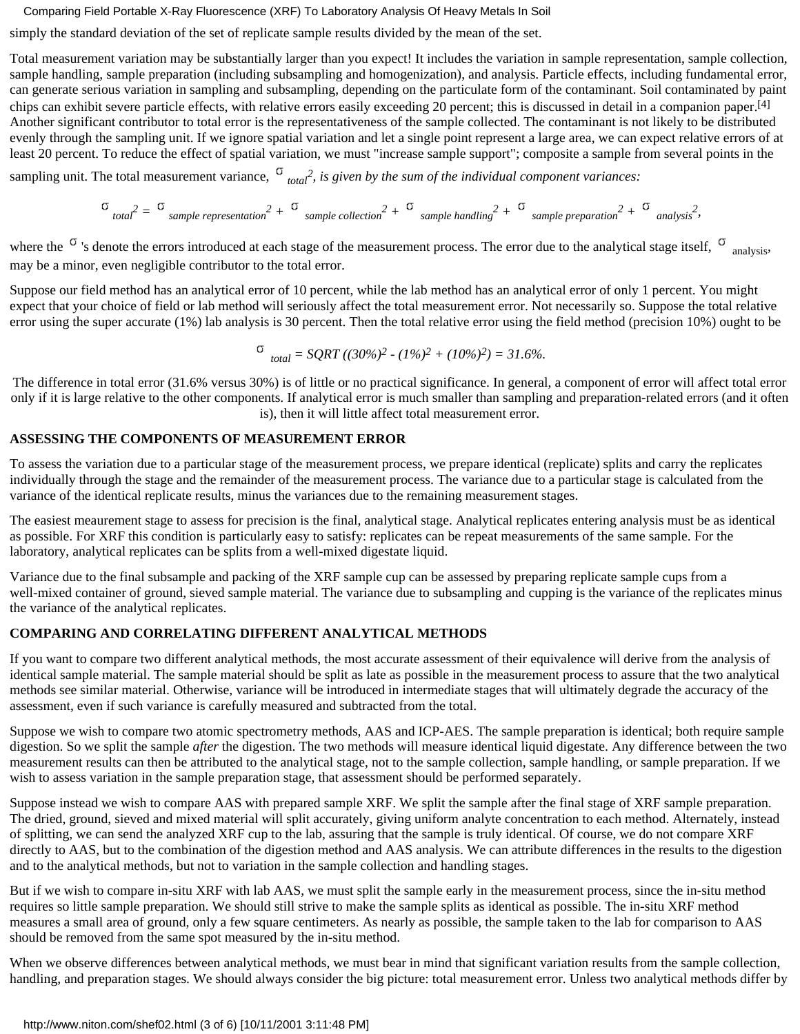simply the standard deviation of the set of replicate sample results divided by the mean of the set.

Total measurement variation may be substantially larger than you expect! It includes the variation in sample representation, sample collection, sample handling, sample preparation (including subsampling and homogenization), and analysis. Particle effects, including fundamental error, can generate serious variation in sampling and subsampling, depending on the particulate form of the contaminant. Soil contaminated by paint chips can exhibit severe particle effects, with relative errors easily exceeding 20 percent; this is discussed in detail in a companion paper.[4] Another significant contributor to total error is the representativeness of the sample collected. The contaminant is not likely to be distributed evenly through the sampling unit. If we ignore spatial variation and let a single point represent a large area, we can expect relative errors of at least 20 percent. To reduce the effect of spatial variation, we must "increase sample support"; composite a sample from several points in the sampling unit. The total measurement variance, $\sigma_{total}^2$, *is given by the sum of the individual component variances:*

$$\sigma_{total}^2 = \sigma_{sample\ representation}^2 + \sigma_{sample\ collection}^2 + \sigma_{sample\ handling}^2 + \sigma_{sample\ preparation}^2 + \sigma_{analysis}^2,$$

where the $\sigma$'s denote the errors introduced at each stage of the measurement process. The error due to the analytical stage itself, $\sigma_{analysis}$, may be a minor, even negligible contributor to the total error.

Suppose our field method has an analytical error of 10 percent, while the lab method has an analytical error of only 1 percent. You might expect that your choice of field or lab method will seriously affect the total measurement error. Not necessarily so. Suppose the total relative error using the super accurate (1%) lab analysis is 30 percent. Then the total relative error using the field method (precision 10%) ought to be

$$\sigma_{total} = SQRT((30\%)^2 - (1\%)^2 + (10\%)^2) = 31.6\%.$$

The difference in total error (31.6% versus 30%) is of little or no practical significance. In general, a component of error will affect total error only if it is large relative to the other components. If analytical error is much smaller than sampling and preparation-related errors (and it often is), then it will little affect total measurement error.

**ASSESSING THE COMPONENTS OF MEASUREMENT ERROR**

To assess the variation due to a particular stage of the measurement process, we prepare identical (replicate) splits and carry the replicates individually through the stage and the remainder of the measurement process. The variance due to a particular stage is calculated from the variance of the identical replicate results, minus the variances due to the remaining measurement stages.

The easiest meaurement stage to assess for precision is the final, analytical stage. Analytical replicates entering analysis must be as identical as possible. For XRF this condition is particularly easy to satisfy: replicates can be repeat measurements of the same sample. For the laboratory, analytical replicates can be splits from a well-mixed digestate liquid.

Variance due to the final subsample and packing of the XRF sample cup can be assessed by preparing replicate sample cups from a well-mixed container of ground, sieved sample material. The variance due to subsampling and cupping is the variance of the replicates minus the variance of the analytical replicates.

**COMPARING AND CORRELATING DIFFERENT ANALYTICAL METHODS**

If you want to compare two different analytical methods, the most accurate assessment of their equivalence will derive from the analysis of identical sample material. The sample material should be split as late as possible in the measurement process to assure that the two analytical methods see similar material. Otherwise, variance will be introduced in intermediate stages that will ultimately degrade the accuracy of the assessment, even if such variance is carefully measured and subtracted from the total.

Suppose we wish to compare two atomic spectrometry methods, AAS and ICP-AES. The sample preparation is identical; both require sample digestion. So we split the sample *after* the digestion. The two methods will measure identical liquid digestate. Any difference between the two measurement results can then be attributed to the analytical stage, not to the sample collection, sample handling, or sample preparation. If we wish to assess variation in the sample preparation stage, that assessment should be performed separately.

Suppose instead we wish to compare AAS with prepared sample XRF. We split the sample after the final stage of XRF sample preparation. The dried, ground, sieved and mixed material will split accurately, giving uniform analyte concentration to each method. Alternately, instead of splitting, we can send the analyzed XRF cup to the lab, assuring that the sample is truly identical. Of course, we do not compare XRF directly to AAS, but to the combination of the digestion method and AAS analysis. We can attribute differences in the results to the digestion and to the analytical methods, but not to variation in the sample collection and handling stages.

But if we wish to compare in-situ XRF with lab AAS, we must split the sample early in the measurement process, since the in-situ method requires so little sample preparation. We should still strive to make the sample splits as identical as possible. The in-situ XRF method measures a small area of ground, only a few square centimeters. As nearly as possible, the sample taken to the lab for comparison to AAS should be removed from the same spot measured by the in-situ method.

When we observe differences between analytical methods, we must bear in mind that significant variation results from the sample collection, handling, and preparation stages. We should always consider the big picture: total measurement error. Unless two analytical methods differ by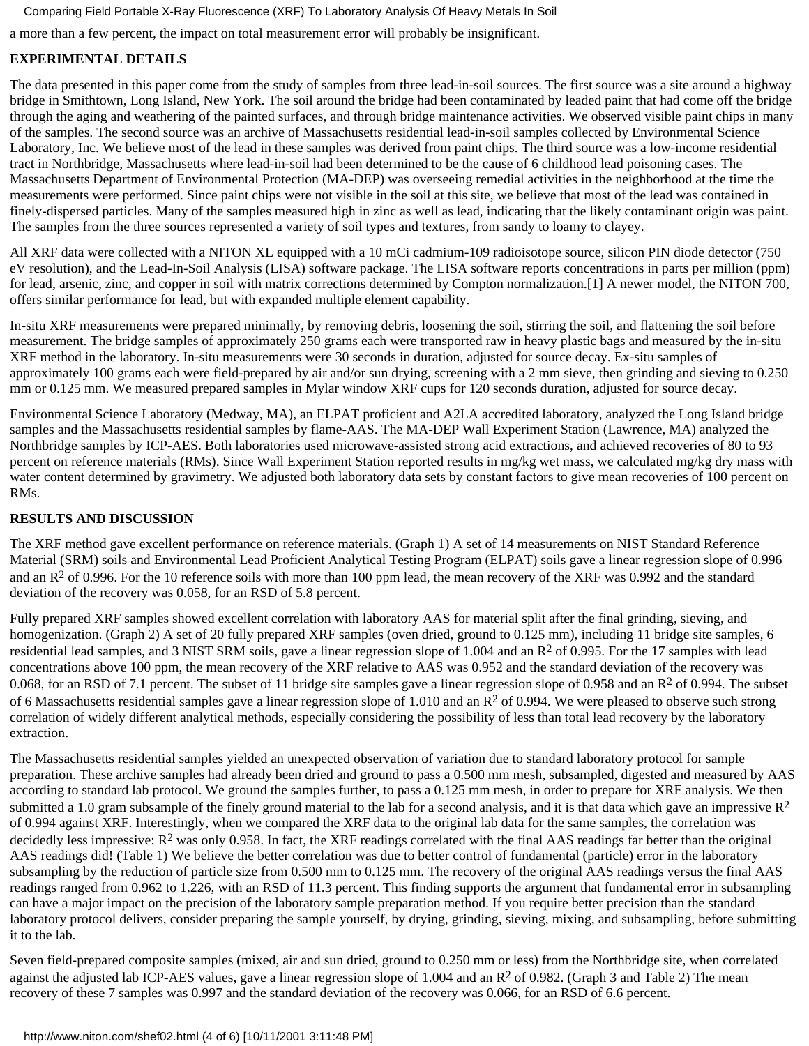a more than a few percent, the impact on total measurement error will probably be insignificant.

## EXPERIMENTAL DETAILS

The data presented in this paper come from the study of samples from three lead-in-soil sources. The first source was a site around a highway bridge in Smithtown, Long Island, New York. The soil around the bridge had been contaminated by leaded paint that had come off the bridge through the aging and weathering of the painted surfaces, and through bridge maintenance activities. We observed visible paint chips in many of the samples. The second source was an archive of Massachusetts residential lead-in-soil samples collected by Environmental Science Laboratory, Inc. We believe most of the lead in these samples was derived from paint chips. The third source was a low-income residential tract in Northbridge, Massachusetts where lead-in-soil had been determined to be the cause of 6 childhood lead poisoning cases. The Massachusetts Department of Environmental Protection (MA-DEP) was overseeing remedial activities in the neighborhood at the time the measurements were performed. Since paint chips were not visible in the soil at this site, we believe that most of the lead was contained in finely-dispersed particles. Many of the samples measured high in zinc as well as lead, indicating that the likely contaminant origin was paint. The samples from the three sources represented a variety of soil types and textures, from sandy to loamy to clayey.

All XRF data were collected with a NITON XL equipped with a 10 mCi cadmium-109 radioisotope source, silicon PIN diode detector (750 eV resolution), and the Lead-In-Soil Analysis (LISA) software package. The LISA software reports concentrations in parts per million (ppm) for lead, arsenic, zinc, and copper in soil with matrix corrections determined by Compton normalization.[1] A newer model, the NITON 700, offers similar performance for lead, but with expanded multiple element capability.

In-situ XRF measurements were prepared minimally, by removing debris, loosening the soil, stirring the soil, and flattening the soil before measurement. The bridge samples of approximately 250 grams each were transported raw in heavy plastic bags and measured by the in-situ XRF method in the laboratory. In-situ measurements were 30 seconds in duration, adjusted for source decay. Ex-situ samples of approximately 100 grams each were field-prepared by air and/or sun drying, screening with a 2 mm sieve, then grinding and sieving to 0.250 mm or 0.125 mm. We measured prepared samples in Mylar window XRF cups for 120 seconds duration, adjusted for source decay.

Environmental Science Laboratory (Medway, MA), an ELPAT proficient and A2LA accredited laboratory, analyzed the Long Island bridge samples and the Massachusetts residential samples by flame-AAS. The MA-DEP Wall Experiment Station (Lawrence, MA) analyzed the Northbridge samples by ICP-AES. Both laboratories used microwave-assisted strong acid extractions, and achieved recoveries of 80 to 93 percent on reference materials (RMs). Since Wall Experiment Station reported results in mg/kg wet mass, we calculated mg/kg dry mass with water content determined by gravimetry. We adjusted both laboratory data sets by constant factors to give mean recoveries of 100 percent on RMs.

## RESULTS AND DISCUSSION

The XRF method gave excellent performance on reference materials. (Graph 1) A set of 14 measurements on NIST Standard Reference Material (SRM) soils and Environmental Lead Proficient Analytical Testing Program (ELPAT) soils gave a linear regression slope of 0.996 and an $R^2$ of 0.996. For the 10 reference soils with more than 100 ppm lead, the mean recovery of the XRF was 0.992 and the standard deviation of the recovery was 0.058, for an RSD of 5.8 percent.

Fully prepared XRF samples showed excellent correlation with laboratory AAS for material split after the final grinding, sieving, and homogenization. (Graph 2) A set of 20 fully prepared XRF samples (oven dried, ground to 0.125 mm), including 11 bridge site samples, 6 residential lead samples, and 3 NIST SRM soils, gave a linear regression slope of 1.004 and an $R^2$ of 0.995. For the 17 samples with lead concentrations above 100 ppm, the mean recovery of the XRF relative to AAS was 0.952 and the standard deviation of the recovery was 0.068, for an RSD of 7.1 percent. The subset of 11 bridge site samples gave a linear regression slope of 0.958 and an $R^2$ of 0.994. The subset of 6 Massachusetts residential samples gave a linear regression slope of 1.010 and an $R^2$ of 0.994. We were pleased to observe such strong correlation of widely different analytical methods, especially considering the possibility of less than total lead recovery by the laboratory extraction.

The Massachusetts residential samples yielded an unexpected observation of variation due to standard laboratory protocol for sample preparation. These archive samples had already been dried and ground to pass a 0.500 mm mesh, subsampled, digested and measured by AAS according to standard lab protocol. We ground the samples further, to pass a 0.125 mm mesh, in order to prepare for XRF analysis. We then submitted a 1.0 gram subsample of the finely ground material to the lab for a second analysis, and it is that data which gave an impressive $R^2$ of 0.994 against XRF. Interestingly, when we compared the XRF data to the original lab data for the same samples, the correlation was decidedly less impressive: $R^2$ was only 0.958. In fact, the XRF readings correlated with the final AAS readings far better than the original AAS readings did! (Table 1) We believe the better correlation was due to better control of fundamental (particle) error in the laboratory subsampling by the reduction of particle size from 0.500 mm to 0.125 mm. The recovery of the original AAS readings versus the final AAS readings ranged from 0.962 to 1.226, with an RSD of 11.3 percent. This finding supports the argument that fundamental error in subsampling can have a major impact on the precision of the laboratory sample preparation method. If you require better precision than the standard laboratory protocol delivers, consider preparing the sample yourself, by drying, grinding, sieving, mixing, and subsampling, before submitting it to the lab.

Seven field-prepared composite samples (mixed, air and sun dried, ground to 0.250 mm or less) from the Northbridge site, when correlated against the adjusted lab ICP-AES values, gave a linear regression slope of 1.004 and an $R^2$ of 0.982. (Graph 3 and Table 2) The mean recovery of these 7 samples was 0.997 and the standard deviation of the recovery was 0.066, for an RSD of 6.6 percent.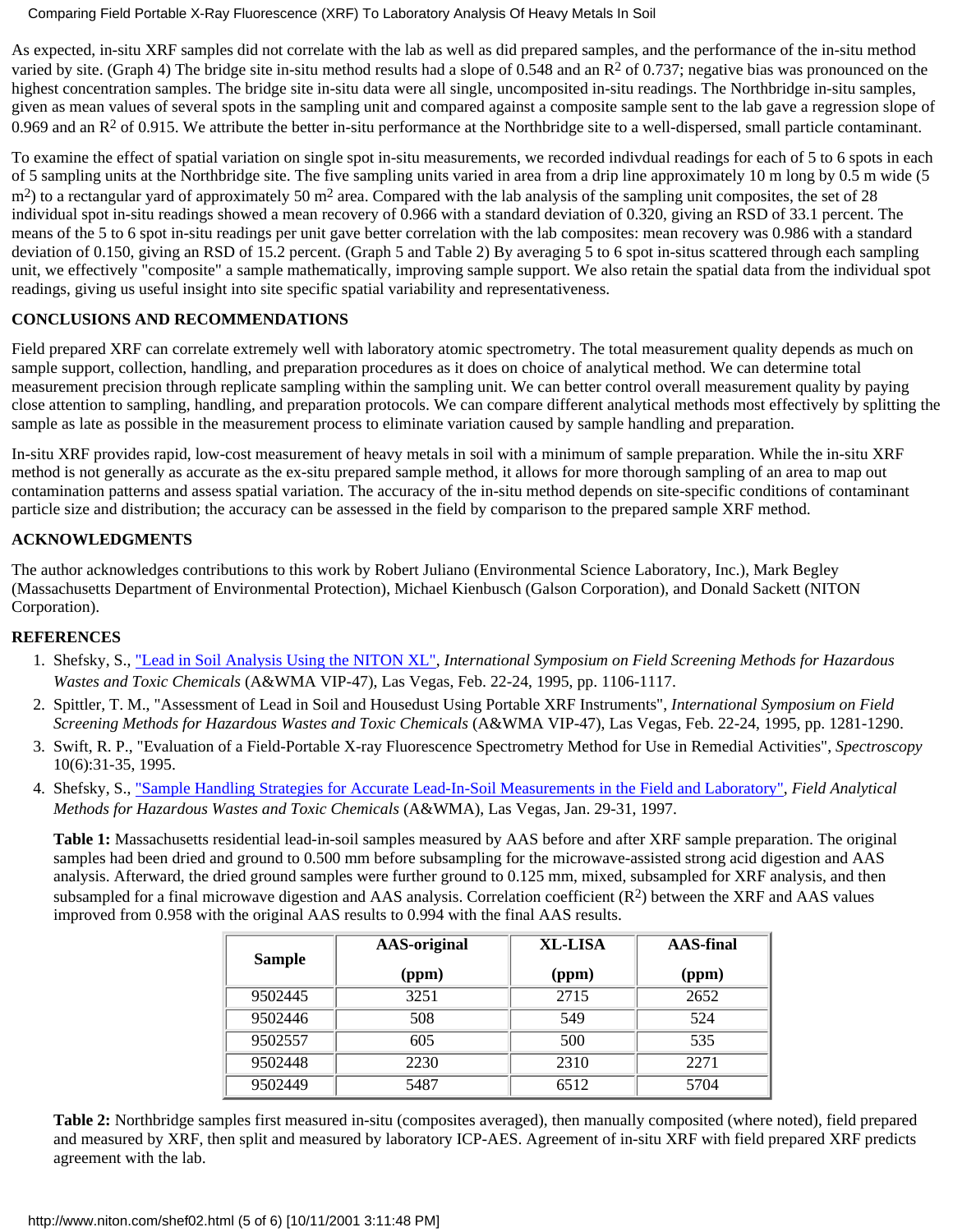As expected, in-situ XRF samples did not correlate with the lab as well as did prepared samples, and the performance of the in-situ method varied by site. (Graph 4) The bridge site in-situ method results had a slope of 0.548 and an $R^2$ of 0.737; negative bias was pronounced on the highest concentration samples. The bridge site in-situ data were all single, uncomposited in-situ readings. The Northbridge in-situ samples, given as mean values of several spots in the sampling unit and compared against a composite sample sent to the lab gave a regression slope of 0.969 and an $R^2$ of 0.915. We attribute the better in-situ performance at the Northbridge site to a well-dispersed, small particle contaminant.

To examine the effect of spatial variation on single spot in-situ measurements, we recorded indivdual readings for each of 5 to 6 spots in each of 5 sampling units at the Northbridge site. The five sampling units varied in area from a drip line approximately 10 m long by 0.5 m wide (5 $m^2$) to a rectangular yard of approximately 50 $m^2$ area. Compared with the lab analysis of the sampling unit composites, the set of 28 individual spot in-situ readings showed a mean recovery of 0.966 with a standard deviation of 0.320, giving an RSD of 33.1 percent. The means of the 5 to 6 spot in-situ readings per unit gave better correlation with the lab composites: mean recovery was 0.986 with a standard deviation of 0.150, giving an RSD of 15.2 percent. (Graph 5 and Table 2) By averaging 5 to 6 spot in-situs scattered through each sampling unit, we effectively "composite" a sample mathematically, improving sample support. We also retain the spatial data from the individual spot readings, giving us useful insight into site specific spatial variability and representativeness.

## CONCLUSIONS AND RECOMMENDATIONS

Field prepared XRF can correlate extremely well with laboratory atomic spectrometry. The total measurement quality depends as much on sample support, collection, handling, and preparation procedures as it does on choice of analytical method. We can determine total measurement precision through replicate sampling within the sampling unit. We can better control overall measurement quality by paying close attention to sampling, handling, and preparation protocols. We can compare different analytical methods most effectively by splitting the sample as late as possible in the measurement process to eliminate variation caused by sample handling and preparation.

In-situ XRF provides rapid, low-cost measurement of heavy metals in soil with a minimum of sample preparation. While the in-situ XRF method is not generally as accurate as the ex-situ prepared sample method, it allows for more thorough sampling of an area to map out contamination patterns and assess spatial variation. The accuracy of the in-situ method depends on site-specific conditions of contaminant particle size and distribution; the accuracy can be assessed in the field by comparison to the prepared sample XRF method.

## ACKNOWLEDGMENTS

The author acknowledges contributions to this work by Robert Juliano (Environmental Science Laboratory, Inc.), Mark Begley (Massachusetts Department of Environmental Protection), Michael Kienbusch (Galson Corporation), and Donald Sackett (NITON Corporation).

## REFERENCES

1. Shefsky, S., "Lead in Soil Analysis Using the NITON XL", *International Symposium on Field Screening Methods for Hazardous Wastes and Toxic Chemicals* (A&WMA VIP-47), Las Vegas, Feb. 22-24, 1995, pp. 1106-1117.
2. Spittler, T. M., "Assessment of Lead in Soil and Housedust Using Portable XRF Instruments", *International Symposium on Field Screening Methods for Hazardous Wastes and Toxic Chemicals* (A&WMA VIP-47), Las Vegas, Feb. 22-24, 1995, pp. 1281-1290.
3. Swift, R. P., "Evaluation of a Field-Portable X-ray Fluorescence Spectrometry Method for Use in Remedial Activities", *Spectroscopy* 10(6):31-35, 1995.
4. Shefsky, S., "Sample Handling Strategies for Accurate Lead-In-Soil Measurements in the Field and Laboratory", *Field Analytical Methods for Hazardous Wastes and Toxic Chemicals* (A&WMA), Las Vegas, Jan. 29-31, 1997.

**Table 1:** Massachusetts residential lead-in-soil samples measured by AAS before and after XRF sample preparation. The original samples had been dried and ground to 0.500 mm before subsampling for the microwave-assisted strong acid digestion and AAS analysis. Afterward, the dried ground samples were further ground to 0.125 mm, mixed, subsampled for XRF analysis, and then subsampled for a final microwave digestion and AAS analysis. Correlation coefficient ($R^2$) between the XRF and AAS values improved from 0.958 with the original AAS results to 0.994 with the final AAS results.

| Sample | AAS-original (ppm) | XL-LISA (ppm) | AAS-final (ppm) |
|---|---|---|---|
| 9502445 | 3251 | 2715 | 2652 |
| 9502446 | 508 | 549 | 524 |
| 9502557 | 605 | 500 | 535 |
| 9502448 | 2230 | 2310 | 2271 |
| 9502449 | 5487 | 6512 | 5704 |

**Table 2:** Northbridge samples first measured in-situ (composites averaged), then manually composited (where noted), field prepared and measured by XRF, then split and measured by laboratory ICP-AES. Agreement of in-situ XRF with field prepared XRF predicts agreement with the lab.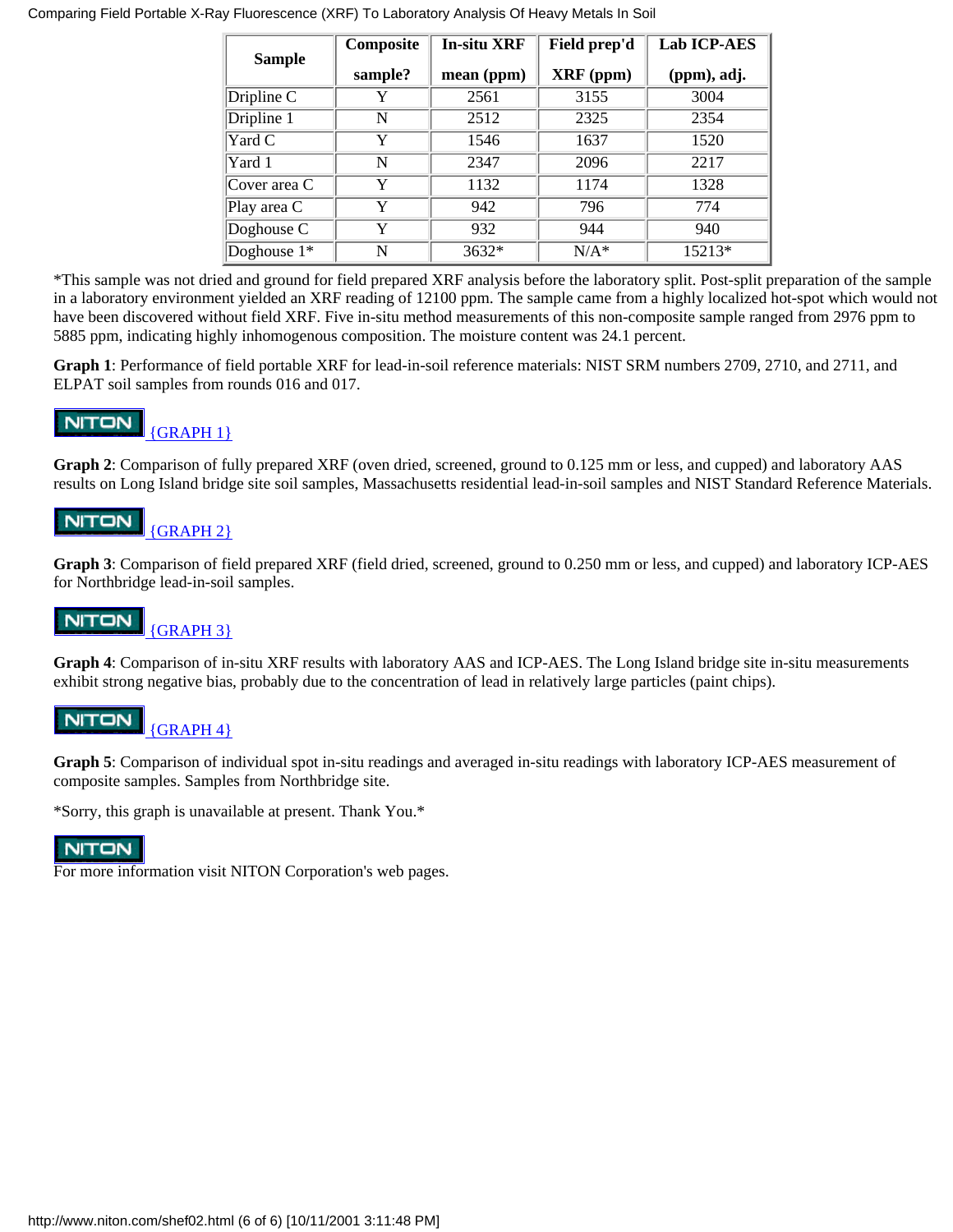| Sample | Composite sample? | In-situ XRF mean (ppm) | Field prep'd XRF (ppm) | Lab ICP-AES (ppm), adj. |
|---|---|---|---|---|
| Dripline C | Y | 2561 | 3155 | 3004 |
| Dripline 1 | N | 2512 | 2325 | 2354 |
| Yard C | Y | 1546 | 1637 | 1520 |
| Yard 1 | N | 2347 | 2096 | 2217 |
| Cover area C | Y | 1132 | 1174 | 1328 |
| Play area C | Y | 942 | 796 | 774 |
| Doghouse C | Y | 932 | 944 | 940 |
| Doghouse 1* | N | 3632* | N/A* | 15213* |

*This sample was not dried and ground for field prepared XRF analysis before the laboratory split. Post-split preparation of the sample in a laboratory environment yielded an XRF reading of 12100 ppm. The sample came from a highly localized hot-spot which would not have been discovered without field XRF. Five in-situ method measurements of this non-composite sample ranged from 2976 ppm to 5885 ppm, indicating highly inhomogenous composition. The moisture content was 24.1 percent.

**Graph 1**: Performance of field portable XRF for lead-in-soil reference materials: NIST SRM numbers 2709, 2710, and 2711, and ELPAT soil samples from rounds 016 and 017.

NITON {GRAPH 1}

**Graph 2**: Comparison of fully prepared XRF (oven dried, screened, ground to 0.125 mm or less, and cupped) and laboratory AAS results on Long Island bridge site soil samples, Massachusetts residential lead-in-soil samples and NIST Standard Reference Materials.

NITON {GRAPH 2}

**Graph 3**: Comparison of field prepared XRF (field dried, screened, ground to 0.250 mm or less, and cupped) and laboratory ICP-AES for Northbridge lead-in-soil samples.

NITON {GRAPH 3}

**Graph 4**: Comparison of in-situ XRF results with laboratory AAS and ICP-AES. The Long Island bridge site in-situ measurements exhibit strong negative bias, probably due to the concentration of lead in relatively large particles (paint chips).

NITON {GRAPH 4}

**Graph 5**: Comparison of individual spot in-situ readings and averaged in-situ readings with laboratory ICP-AES measurement of composite samples. Samples from Northbridge site.

*Sorry, this graph is unavailable at present. Thank You.*

NITON

For more information visit NITON Corporation's web pages.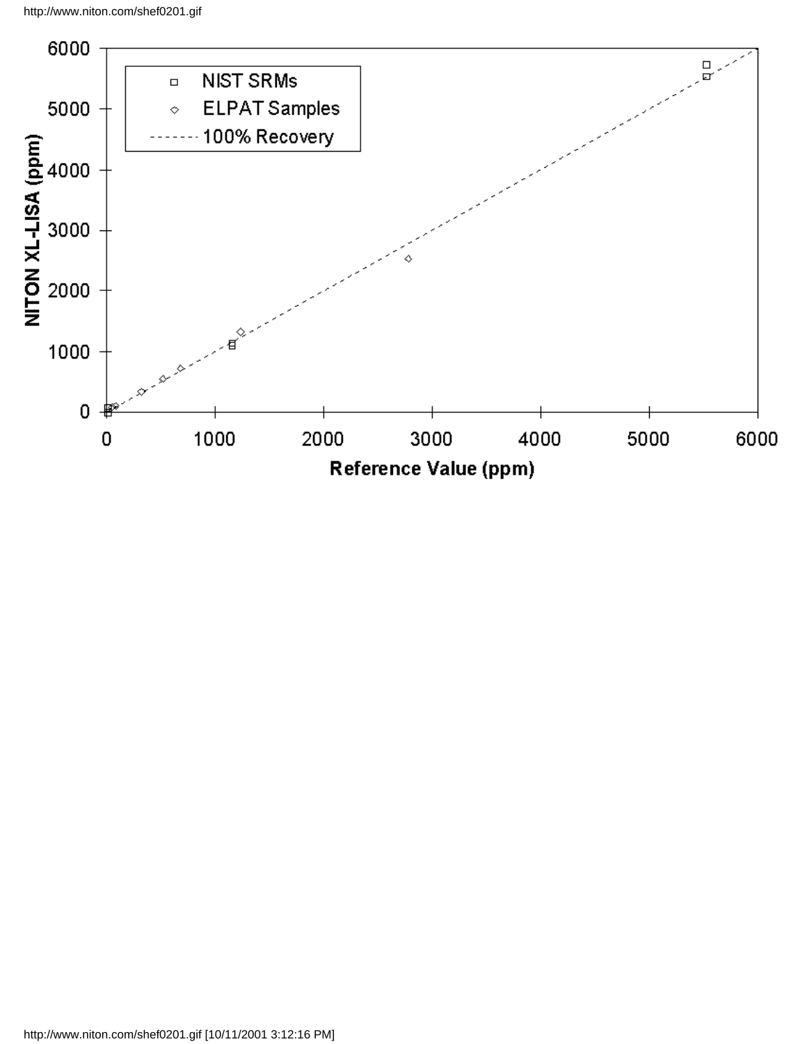NITON XL-LISA (ppm)

- NIST SRMs
- ELPAT Samples
- 100% Recovery

Reference Value (ppm)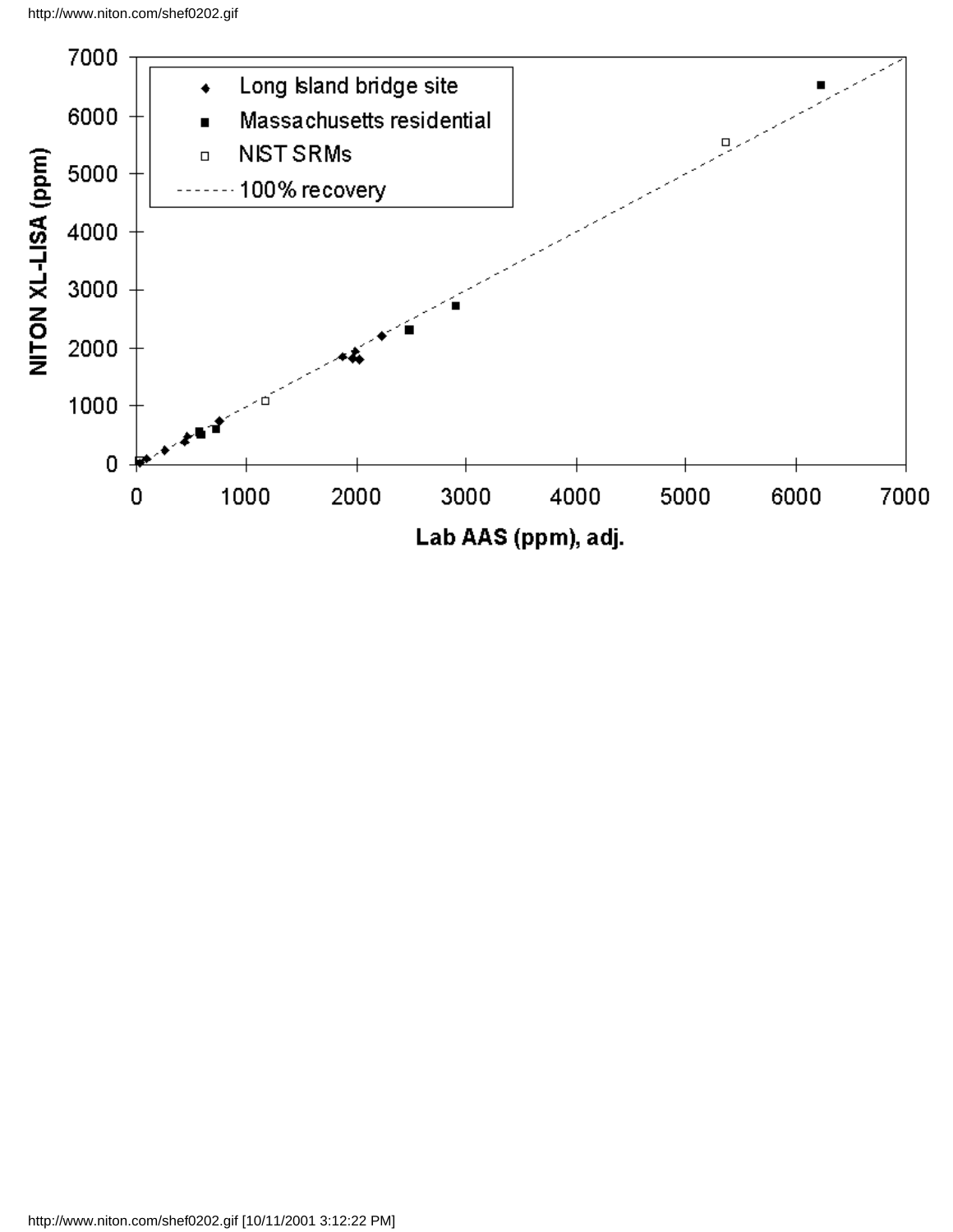Long Island bridge site

Massachusetts residential

NIST SRMs

100% recovery

NITON XL-LISA (ppm)

Lab AAS (ppm), adj.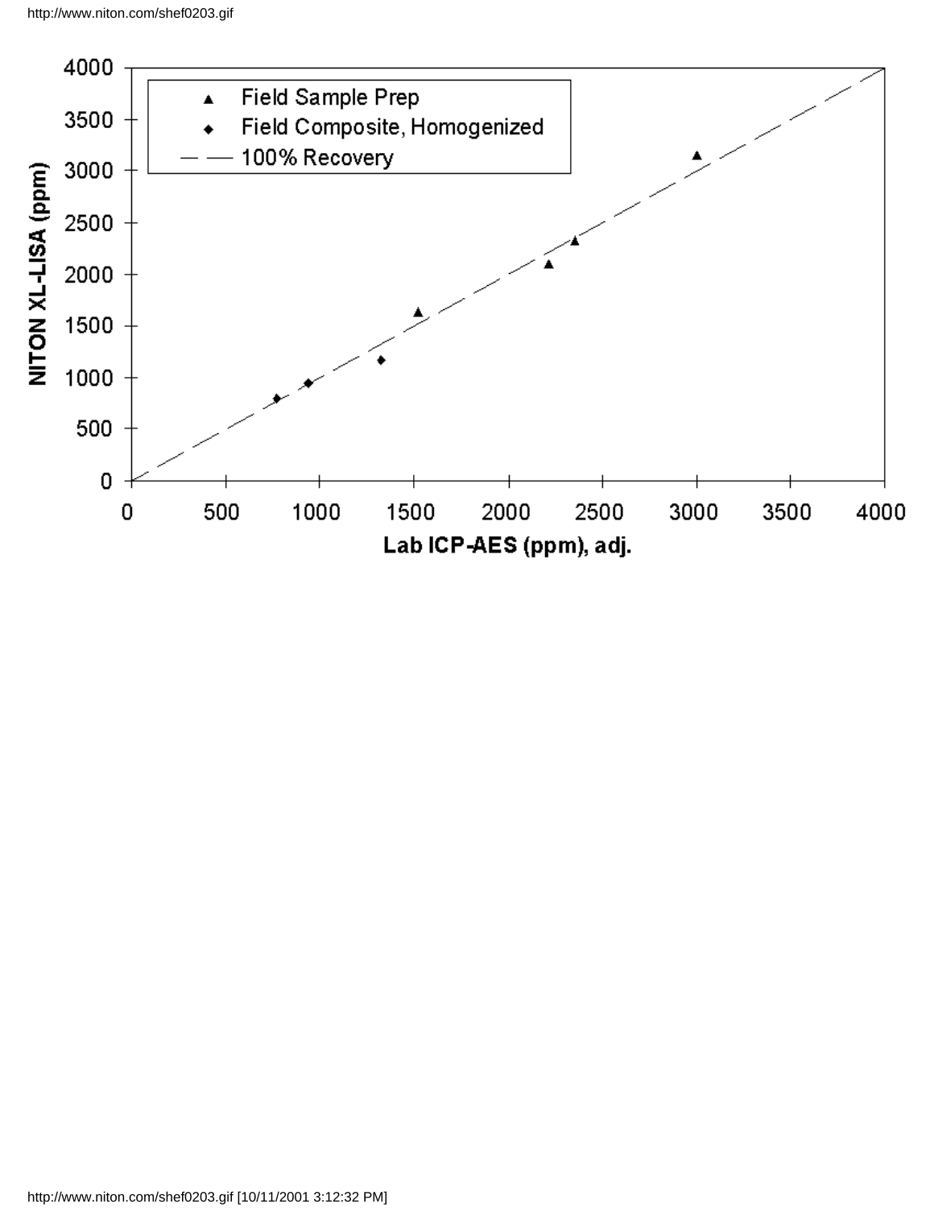NITON XL-LISA (ppm)

Lab ICP-AES (ppm), adj.

- ▲ Field Sample Prep
- ◆ Field Composite, Homogenized
- — — 100% Recovery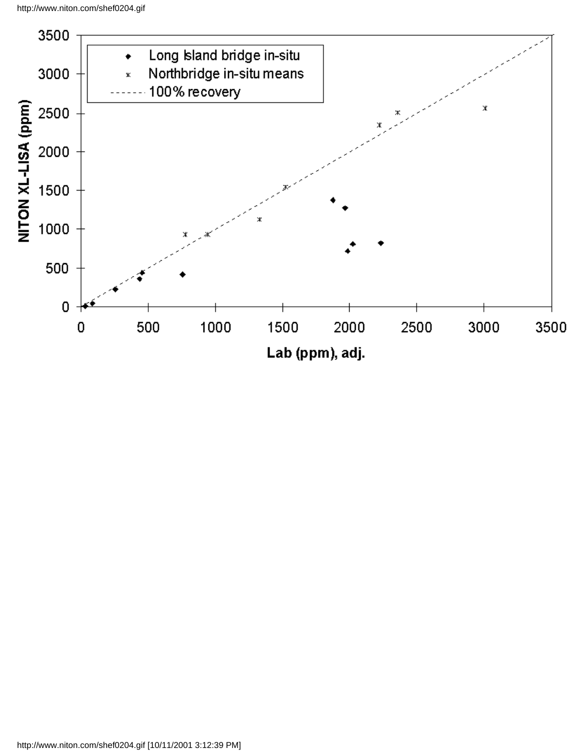3500
3000
2500
2000
1500
1000
500
0

NITON XL-LISA (ppm)

Long Island bridge in-situ
Northbridge in-situ means
100% recovery

0
500
1000
1500
2000
2500
3000
3500

Lab (ppm), adj.